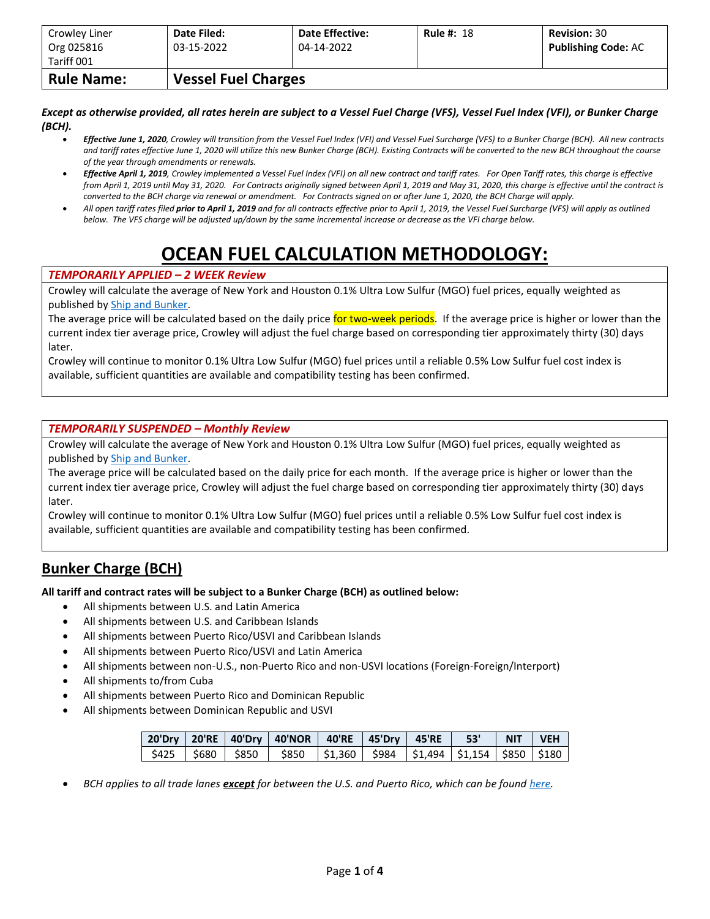| Crowley Liner<br>Org 025816<br>Tariff 001 | **Date Filed:**<br>03-15-2022 | **Date Effective:**<br>04-14-2022 | **Rule #:** 18 | **Revision:** 30<br>**Publishing Code:** AC |
|---|---|---|---|---|
| **Rule Name:** | **Vessel Fuel Charges** | | | |

***Except as otherwise provided, all rates herein are subject to a Vessel Fuel Charge (VFS), Vessel Fuel Index (VFI), or Bunker Charge (BCH).***

- ***Effective June 1, 2020****, Crowley will transition from the Vessel Fuel Index (VFI) and Vessel Fuel Surcharge (VFS) to a Bunker Charge (BCH). All new contracts and tariff rates effective June 1, 2020 will utilize this new Bunker Charge (BCH). Existing Contracts will be converted to the new BCH throughout the course of the year through amendments or renewals.*
- ***Effective April 1, 2019****, Crowley implemented a Vessel Fuel Index (VFI) on all new contract and tariff rates. For Open Tariff rates, this charge is effective from April 1, 2019 until May 31, 2020. For Contracts originally signed between April 1, 2019 and May 31, 2020, this charge is effective until the contract is converted to the BCH charge via renewal or amendment. For Contracts signed on or after June 1, 2020, the BCH Charge will apply.*
- *All open tariff rates filed* ***prior to April 1, 2019*** *and for all contracts effective prior to April 1, 2019, the Vessel Fuel Surcharge (VFS) will apply as outlined below. The VFS charge will be adjusted up/down by the same incremental increase or decrease as the VFI charge below.*

# OCEAN FUEL CALCULATION METHODOLOGY:

***TEMPORARILY APPLIED – 2 WEEK Review***

Crowley will calculate the average of New York and Houston 0.1% Ultra Low Sulfur (MGO) fuel prices, equally weighted as published by Ship and Bunker.

The average price will be calculated based on the daily price for two-week periods. If the average price is higher or lower than the current index tier average price, Crowley will adjust the fuel charge based on corresponding tier approximately thirty (30) days later.

Crowley will continue to monitor 0.1% Ultra Low Sulfur (MGO) fuel prices until a reliable 0.5% Low Sulfur fuel cost index is available, sufficient quantities are available and compatibility testing has been confirmed.

***TEMPORARILY SUSPENDED – Monthly Review***

Crowley will calculate the average of New York and Houston 0.1% Ultra Low Sulfur (MGO) fuel prices, equally weighted as published by Ship and Bunker.

The average price will be calculated based on the daily price for each month. If the average price is higher or lower than the current index tier average price, Crowley will adjust the fuel charge based on corresponding tier approximately thirty (30) days later.

Crowley will continue to monitor 0.1% Ultra Low Sulfur (MGO) fuel prices until a reliable 0.5% Low Sulfur fuel cost index is available, sufficient quantities are available and compatibility testing has been confirmed.

## Bunker Charge (BCH)

**All tariff and contract rates will be subject to a Bunker Charge (BCH) as outlined below:**

- All shipments between U.S. and Latin America
- All shipments between U.S. and Caribbean Islands
- All shipments between Puerto Rico/USVI and Caribbean Islands
- All shipments between Puerto Rico/USVI and Latin America
- All shipments between non-U.S., non-Puerto Rico and non-USVI locations (Foreign-Foreign/Interport)
- All shipments to/from Cuba
- All shipments between Puerto Rico and Dominican Republic
- All shipments between Dominican Republic and USVI

| 20'Dry | 20'RE | 40'Dry | 40'NOR | 40'RE | 45'Dry | 45'RE | 53' | NIT | VEH |
|---|---|---|---|---|---|---|---|---|---|
| $425 | $680 | $850 | $850 | $1,360 | $984 | $1,494 | $1,154 | $850 | $180 |

- *BCH applies to all trade lanes* ***except*** *for between the U.S. and Puerto Rico, which can be found here.*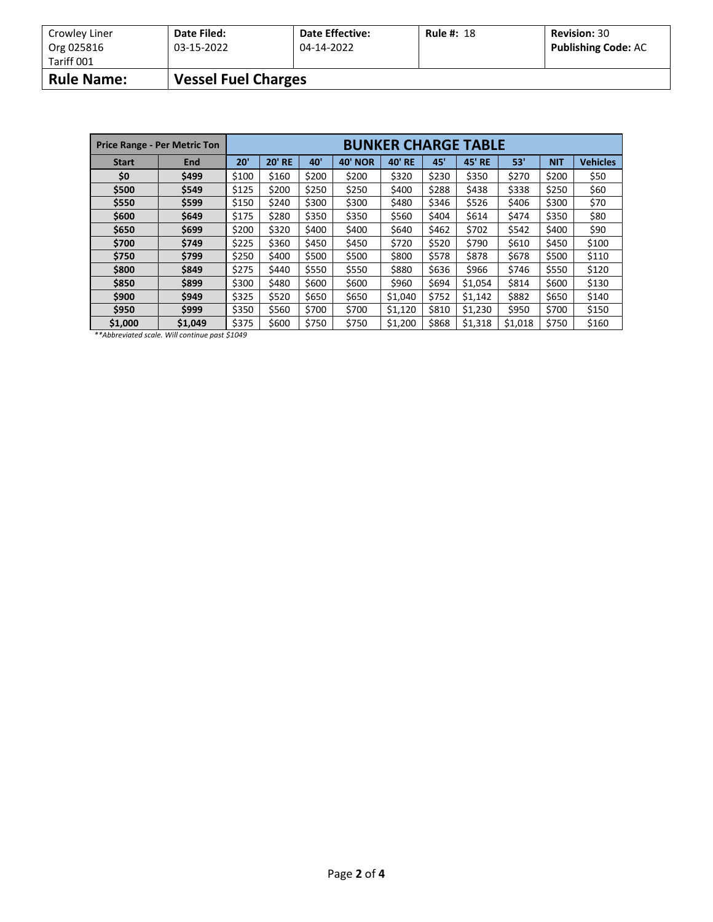| Crowley Liner<br>Org 025816<br>Tariff 001 | **Date Filed:**<br>03-15-2022 | **Date Effective:**<br>04-14-2022 | **Rule #:** 18 | **Revision:** 30<br>**Publishing Code:** AC |
|---|---|---|---|---|
| **Rule Name:** | **Vessel Fuel Charges** | | | |

| Price Range - Per Metric Ton | | BUNKER CHARGE TABLE | | | | | | | | | |
|---|---|---|---|---|---|---|---|---|---|---|---|
| **Start** | **End** | **20'** | **20' RE** | **40'** | **40' NOR** | **40' RE** | **45'** | **45' RE** | **53'** | **NIT** | **Vehicles** |
| **$0** | **$499** | $100 | $160 | $200 | $200 | $320 | $230 | $350 | $270 | $200 | $50 |
| **$500** | **$549** | $125 | $200 | $250 | $250 | $400 | $288 | $438 | $338 | $250 | $60 |
| **$550** | **$599** | $150 | $240 | $300 | $300 | $480 | $346 | $526 | $406 | $300 | $70 |
| **$600** | **$649** | $175 | $280 | $350 | $350 | $560 | $404 | $614 | $474 | $350 | $80 |
| **$650** | **$699** | $200 | $320 | $400 | $400 | $640 | $462 | $702 | $542 | $400 | $90 |
| **$700** | **$749** | $225 | $360 | $450 | $450 | $720 | $520 | $790 | $610 | $450 | $100 |
| **$750** | **$799** | $250 | $400 | $500 | $500 | $800 | $578 | $878 | $678 | $500 | $110 |
| **$800** | **$849** | $275 | $440 | $550 | $550 | $880 | $636 | $966 | $746 | $550 | $120 |
| **$850** | **$899** | $300 | $480 | $600 | $600 | $960 | $694 | $1,054 | $814 | $600 | $130 |
| **$900** | **$949** | $325 | $520 | $650 | $650 | $1,040 | $752 | $1,142 | $882 | $650 | $140 |
| **$950** | **$999** | $350 | $560 | $700 | $700 | $1,120 | $810 | $1,230 | $950 | $700 | $150 |
| **$1,000** | **$1,049** | $375 | $600 | $750 | $750 | $1,200 | $868 | $1,318 | $1,018 | $750 | $160 |

*\*\*Abbreviated scale. Will continue past $1049*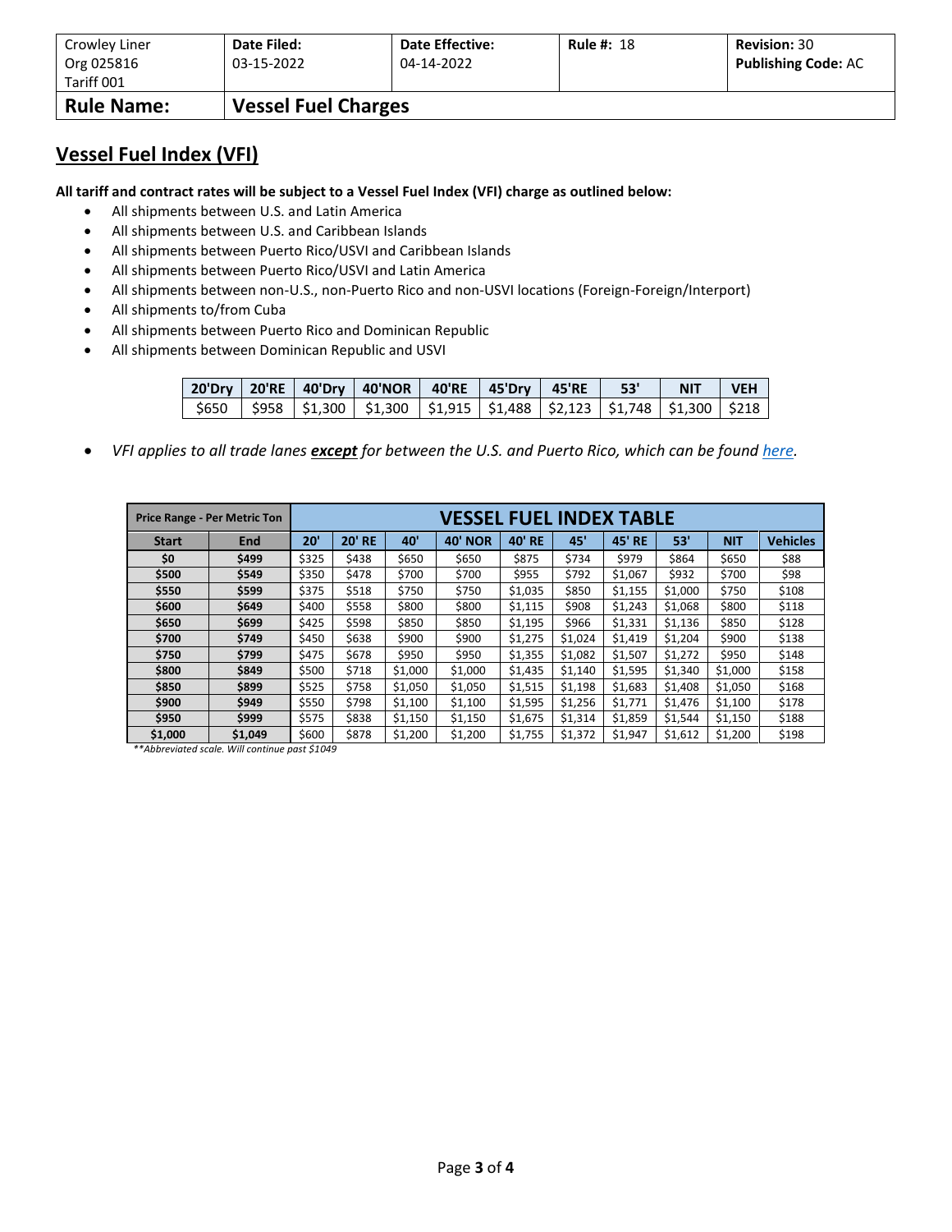| Crowley Liner Org 025816 Tariff 001 | Date Filed: 03-15-2022 | Date Effective: 04-14-2022 | Rule #: 18 | Revision: 30 Publishing Code: AC |
|---|---|---|---|---|
| **Rule Name:** | **Vessel Fuel Charges** | | | |

## Vessel Fuel Index (VFI)

**All tariff and contract rates will be subject to a Vessel Fuel Index (VFI) charge as outlined below:**

- All shipments between U.S. and Latin America
- All shipments between U.S. and Caribbean Islands
- All shipments between Puerto Rico/USVI and Caribbean Islands
- All shipments between Puerto Rico/USVI and Latin America
- All shipments between non-U.S., non-Puerto Rico and non-USVI locations (Foreign-Foreign/Interport)
- All shipments to/from Cuba
- All shipments between Puerto Rico and Dominican Republic
- All shipments between Dominican Republic and USVI

| 20'Dry | 20'RE | 40'Dry | 40'NOR | 40'RE | 45'Dry | 45'RE | 53' | NIT | VEH |
|---|---|---|---|---|---|---|---|---|---|
| $650 | $958 | $1,300 | $1,300 | $1,915 | $1,488 | $2,123 | $1,748 | $1,300 | $218 |

- *VFI applies to all trade lanes **except** for between the U.S. and Puerto Rico, which can be found here.*

| Price Range - Per Metric Ton | | VESSEL FUEL INDEX TABLE | | | | | | | | | |
|---|---|---|---|---|---|---|---|---|---|---|---|
| **Start** | **End** | **20'** | **20' RE** | **40'** | **40' NOR** | **40' RE** | **45'** | **45' RE** | **53'** | **NIT** | **Vehicles** |
| **$0** | **$499** | $325 | $438 | $650 | $650 | $875 | $734 | $979 | $864 | $650 | $88 |
| **$500** | **$549** | $350 | $478 | $700 | $700 | $955 | $792 | $1,067 | $932 | $700 | $98 |
| **$550** | **$599** | $375 | $518 | $750 | $750 | $1,035 | $850 | $1,155 | $1,000 | $750 | $108 |
| **$600** | **$649** | $400 | $558 | $800 | $800 | $1,115 | $908 | $1,243 | $1,068 | $800 | $118 |
| **$650** | **$699** | $425 | $598 | $850 | $850 | $1,195 | $966 | $1,331 | $1,136 | $850 | $128 |
| **$700** | **$749** | $450 | $638 | $900 | $900 | $1,275 | $1,024 | $1,419 | $1,204 | $900 | $138 |
| **$750** | **$799** | $475 | $678 | $950 | $950 | $1,355 | $1,082 | $1,507 | $1,272 | $950 | $148 |
| **$800** | **$849** | $500 | $718 | $1,000 | $1,000 | $1,435 | $1,140 | $1,595 | $1,340 | $1,000 | $158 |
| **$850** | **$899** | $525 | $758 | $1,050 | $1,050 | $1,515 | $1,198 | $1,683 | $1,408 | $1,050 | $168 |
| **$900** | **$949** | $550 | $798 | $1,100 | $1,100 | $1,595 | $1,256 | $1,771 | $1,476 | $1,100 | $178 |
| **$950** | **$999** | $575 | $838 | $1,150 | $1,150 | $1,675 | $1,314 | $1,859 | $1,544 | $1,150 | $188 |
| **$1,000** | **$1,049** | $600 | $878 | $1,200 | $1,200 | $1,755 | $1,372 | $1,947 | $1,612 | $1,200 | $198 |

*\*\*Abbreviated scale. Will continue past $1049*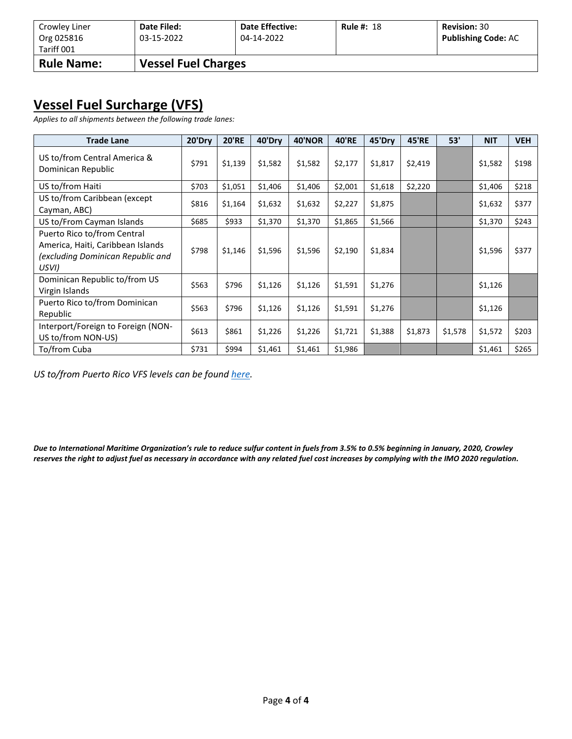| Crowley Liner Org 025816 Tariff 001 | Date Filed: 03-15-2022 | Date Effective: 04-14-2022 | Rule #: 18 | Revision: 30 Publishing Code: AC |
|---|---|---|---|---|
| **Rule Name:** | **Vessel Fuel Charges** | | | |

# Vessel Fuel Surcharge (VFS)

*Applies to all shipments between the following trade lanes:*

| Trade Lane | 20'Dry | 20'RE | 40'Dry | 40'NOR | 40'RE | 45'Dry | 45'RE | 53' | NIT | VEH |
|---|---|---|---|---|---|---|---|---|---|---|
| US to/from Central America & Dominican Republic | $791 | $1,139 | $1,582 | $1,582 | $2,177 | $1,817 | $2,419 | | $1,582 | $198 |
| US to/from Haiti | $703 | $1,051 | $1,406 | $1,406 | $2,001 | $1,618 | $2,220 | | $1,406 | $218 |
| US to/from Caribbean (except Cayman, ABC) | $816 | $1,164 | $1,632 | $1,632 | $2,227 | $1,875 | | | $1,632 | $377 |
| US to/From Cayman Islands | $685 | $933 | $1,370 | $1,370 | $1,865 | $1,566 | | | $1,370 | $243 |
| Puerto Rico to/from Central America, Haiti, Caribbean Islands *(excluding Dominican Republic and USVI)* | $798 | $1,146 | $1,596 | $1,596 | $2,190 | $1,834 | | | $1,596 | $377 |
| Dominican Republic to/from US Virgin Islands | $563 | $796 | $1,126 | $1,126 | $1,591 | $1,276 | | | $1,126 | |
| Puerto Rico to/from Dominican Republic | $563 | $796 | $1,126 | $1,126 | $1,591 | $1,276 | | | $1,126 | |
| Interport/Foreign to Foreign (NON-US to/from NON-US) | $613 | $861 | $1,226 | $1,226 | $1,721 | $1,388 | $1,873 | $1,578 | $1,572 | $203 |
| To/from Cuba | $731 | $994 | $1,461 | $1,461 | $1,986 | | | | $1,461 | $265 |

*US to/from Puerto Rico VFS levels can be found [here](here).*

***Due to International Maritime Organization's rule to reduce sulfur content in fuels from 3.5% to 0.5% beginning in January, 2020, Crowley reserves the right to adjust fuel as necessary in accordance with any related fuel cost increases by complying with the IMO 2020 regulation.***